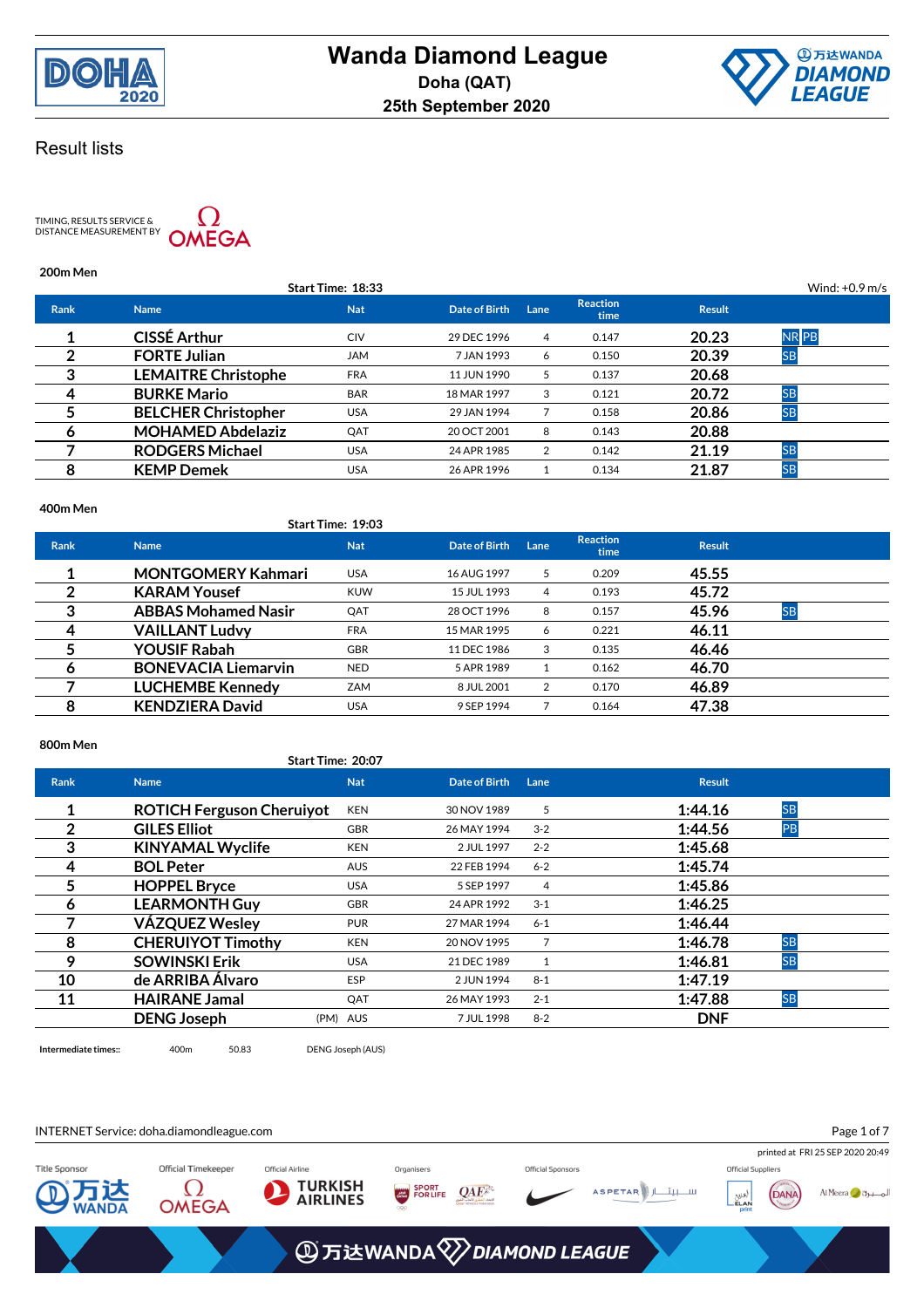# Wanda Diamond League

**Doha (QAT)**

**25th September 2020**

## Result lists

TIMING, RESULTS SERVICE & DISTANCE MEASUREMENT BY OMEGA

### 200m Men

Start Time: 18:33 — Wind: +0.9 m/s

| Rank | Name | Nat | Date of Birth | Lane | Reaction time | Result | |
|---|---|---|---|---|---|---|---|
| 1 | CISSÉ Arthur | CIV | 29 DEC 1996 | 4 | 0.147 | 20.23 | NR PB |
| 2 | FORTE Julian | JAM | 7 JAN 1993 | 6 | 0.150 | 20.39 | SB |
| 3 | LEMAITRE Christophe | FRA | 11 JUN 1990 | 5 | 0.137 | 20.68 | |
| 4 | BURKE Mario | BAR | 18 MAR 1997 | 3 | 0.121 | 20.72 | SB |
| 5 | BELCHER Christopher | USA | 29 JAN 1994 | 7 | 0.158 | 20.86 | SB |
| 6 | MOHAMED Abdelaziz | QAT | 20 OCT 2001 | 8 | 0.143 | 20.88 | |
| 7 | RODGERS Michael | USA | 24 APR 1985 | 2 | 0.142 | 21.19 | SB |
| 8 | KEMP Demek | USA | 26 APR 1996 | 1 | 0.134 | 21.87 | SB |

### 400m Men

Start Time: 19:03

| Rank | Name | Nat | Date of Birth | Lane | Reaction time | Result | |
|---|---|---|---|---|---|---|---|
| 1 | MONTGOMERY Kahmari | USA | 16 AUG 1997 | 5 | 0.209 | 45.55 | |
| 2 | KARAM Yousef | KUW | 15 JUL 1993 | 4 | 0.193 | 45.72 | |
| 3 | ABBAS Mohamed Nasir | QAT | 28 OCT 1996 | 8 | 0.157 | 45.96 | SB |
| 4 | VAILLANT Ludvy | FRA | 15 MAR 1995 | 6 | 0.221 | 46.11 | |
| 5 | YOUSIF Rabah | GBR | 11 DEC 1986 | 3 | 0.135 | 46.46 | |
| 6 | BONEVACIA Liemarvin | NED | 5 APR 1989 | 1 | 0.162 | 46.70 | |
| 7 | LUCHEMBE Kennedy | ZAM | 8 JUL 2001 | 2 | 0.170 | 46.89 | |
| 8 | KENDZIERA David | USA | 9 SEP 1994 | 7 | 0.164 | 47.38 | |

### 800m Men

Start Time: 20:07

| Rank | Name | Nat | Date of Birth | Lane | Result | |
|---|---|---|---|---|---|---|
| 1 | ROTICH Ferguson Cheruiyot | KEN | 30 NOV 1989 | 5 | 1:44.16 | SB |
| 2 | GILES Elliot | GBR | 26 MAY 1994 | 3-2 | 1:44.56 | PB |
| 3 | KINYAMAL Wyclife | KEN | 2 JUL 1997 | 2-2 | 1:45.68 | |
| 4 | BOL Peter | AUS | 22 FEB 1994 | 6-2 | 1:45.74 | |
| 5 | HOPPEL Bryce | USA | 5 SEP 1997 | 4 | 1:45.86 | |
| 6 | LEARMONTH Guy | GBR | 24 APR 1992 | 3-1 | 1:46.25 | |
| 7 | VÁZQUEZ Wesley | PUR | 27 MAR 1994 | 6-1 | 1:46.44 | |
| 8 | CHERUIYOT Timothy | KEN | 20 NOV 1995 | 7 | 1:46.78 | SB |
| 9 | SOWINSKI Erik | USA | 21 DEC 1989 | 1 | 1:46.81 | SB |
| 10 | de ARRIBA Álvaro | ESP | 2 JUN 1994 | 8-1 | 1:47.19 | |
| 11 | HAIRANE Jamal | QAT | 26 MAY 1993 | 2-1 | 1:47.88 | SB |
| | DENG Joseph (PM) | AUS | 7 JUL 1998 | 8-2 | DNF | |

**Intermediate times::** 400m 50.83 DENG Joseph (AUS)

INTERNET Service: doha.diamondleague.com

printed at FRI 25 SEP 2020 20:49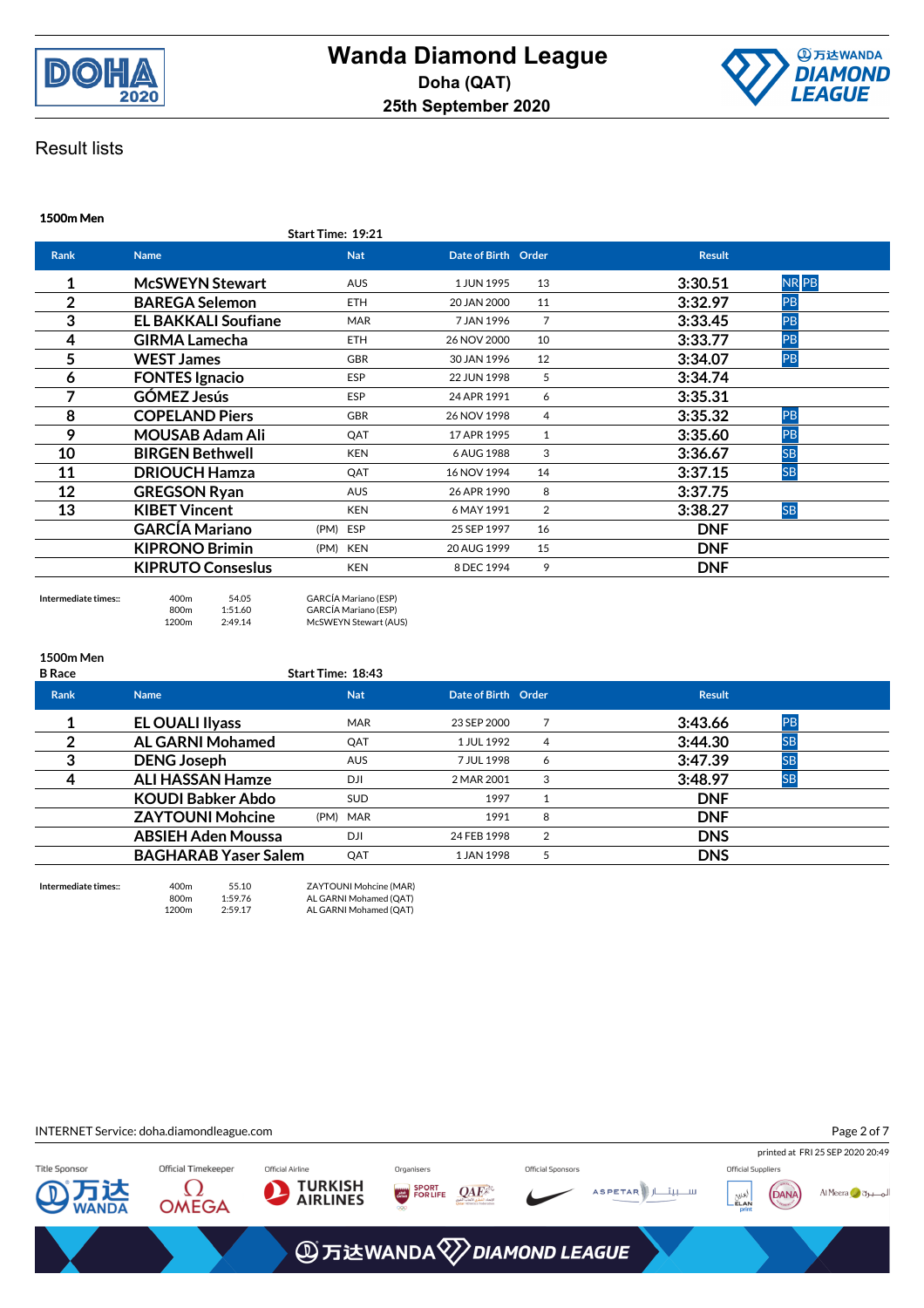# Wanda Diamond League

**Doha (QAT)**

**25th September 2020**

## Result lists

### 1500m Men

**Start Time: 19:21**

| Rank | Name | | Nat | Date of Birth | Order | Result | |
|---|---|---|---|---|---|---|---|
| 1 | **McSWEYN Stewart** | | AUS | 1 JUN 1995 | 13 | 3:30.51 | NR PB |
| 2 | **BAREGA Selemon** | | ETH | 20 JAN 2000 | 11 | 3:32.97 | PB |
| 3 | **EL BAKKALI Soufiane** | | MAR | 7 JAN 1996 | 7 | 3:33.45 | PB |
| 4 | **GIRMA Lamecha** | | ETH | 26 NOV 2000 | 10 | 3:33.77 | PB |
| 5 | **WEST James** | | GBR | 30 JAN 1996 | 12 | 3:34.07 | PB |
| 6 | **FONTES Ignacio** | | ESP | 22 JUN 1998 | 5 | 3:34.74 | |
| 7 | **GÓMEZ Jesús** | | ESP | 24 APR 1991 | 6 | 3:35.31 | |
| 8 | **COPELAND Piers** | | GBR | 26 NOV 1998 | 4 | 3:35.32 | PB |
| 9 | **MOUSAB Adam Ali** | | QAT | 17 APR 1995 | 1 | 3:35.60 | PB |
| 10 | **BIRGEN Bethwell** | | KEN | 6 AUG 1988 | 3 | 3:36.67 | SB |
| 11 | **DRIOUCH Hamza** | | QAT | 16 NOV 1994 | 14 | 3:37.15 | SB |
| 12 | **GREGSON Ryan** | | AUS | 26 APR 1990 | 8 | 3:37.75 | |
| 13 | **KIBET Vincent** | | KEN | 6 MAY 1991 | 2 | 3:38.27 | SB |
| | **GARCÍA Mariano** | (PM) | ESP | 25 SEP 1997 | 16 | DNF | |
| | **KIPRONO Brimin** | (PM) | KEN | 20 AUG 1999 | 15 | DNF | |
| | **KIPRUTO Conseslus** | | KEN | 8 DEC 1994 | 9 | DNF | |

**Intermediate times::**

| | | |
|---|---|---|
| 400m | 54.05 | GARCÍA Mariano (ESP) |
| 800m | 1:51.60 | GARCÍA Mariano (ESP) |
| 1200m | 2:49.14 | McSWEYN Stewart (AUS) |

### 1500m Men

**B Race**

**Start Time: 18:43**

| Rank | Name | | Nat | Date of Birth | Order | Result | |
|---|---|---|---|---|---|---|---|
| 1 | **EL OUALI Ilyass** | | MAR | 23 SEP 2000 | 7 | 3:43.66 | PB |
| 2 | **AL GARNI Mohamed** | | QAT | 1 JUL 1992 | 4 | 3:44.30 | SB |
| 3 | **DENG Joseph** | | AUS | 7 JUL 1998 | 6 | 3:47.39 | SB |
| 4 | **ALI HASSAN Hamze** | | DJI | 2 MAR 2001 | 3 | 3:48.97 | SB |
| | **KOUDI Babker Abdo** | | SUD | 1997 | 1 | DNF | |
| | **ZAYTOUNI Mohcine** | (PM) | MAR | 1991 | 8 | DNF | |
| | **ABSIEH Aden Moussa** | | DJI | 24 FEB 1998 | 2 | DNS | |
| | **BAGHARAB Yaser Salem** | | QAT | 1 JAN 1998 | 5 | DNS | |

**Intermediate times::**

| | | |
|---|---|---|
| 400m | 55.10 | ZAYTOUNI Mohcine (MAR) |
| 800m | 1:59.76 | AL GARNI Mohamed (QAT) |
| 1200m | 2:59.17 | AL GARNI Mohamed (QAT) |

INTERNET Service: doha.diamondleague.com

printed at FRI 25 SEP 2020 20:49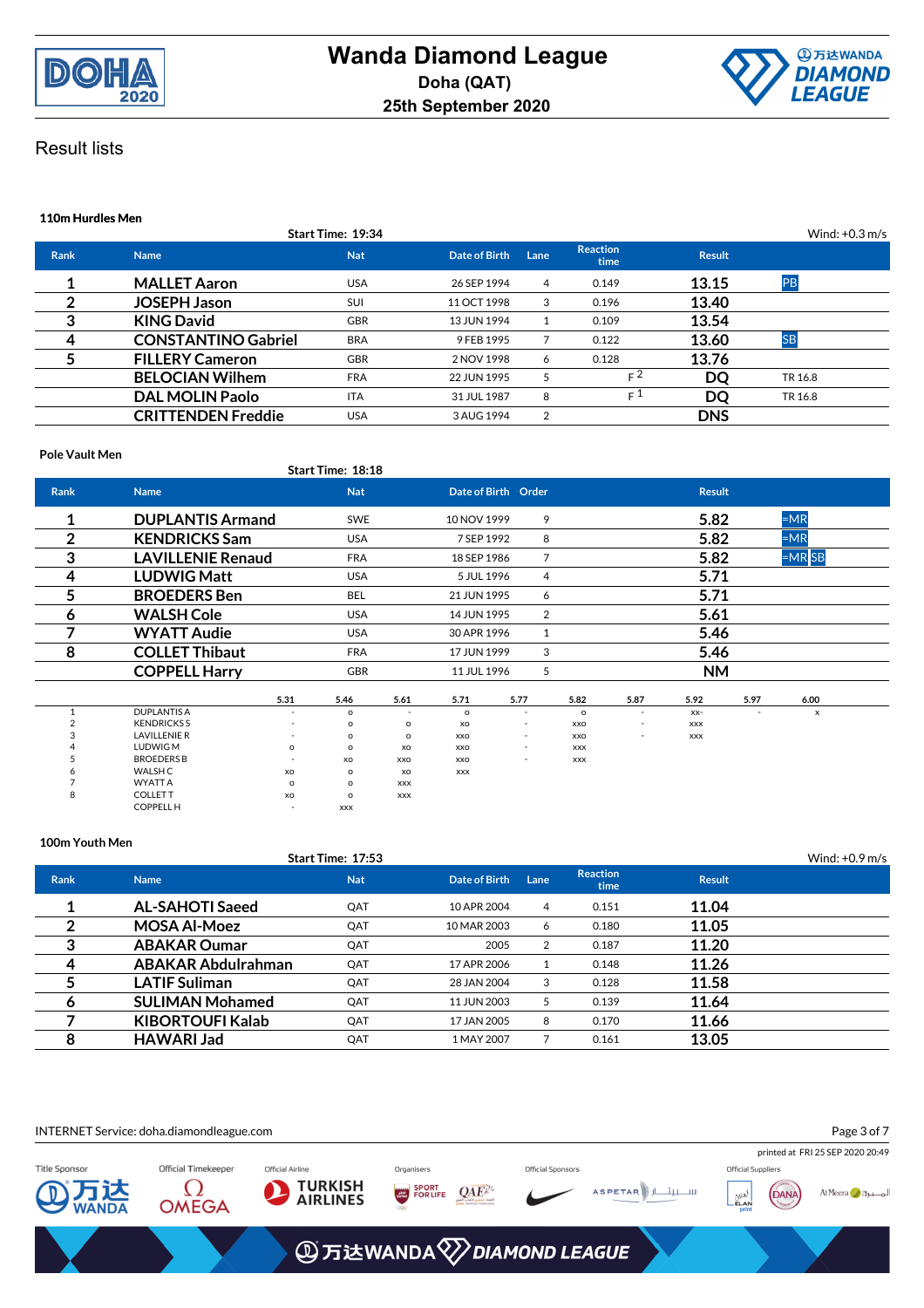# Wanda Diamond League

**Doha (QAT)**

**25th September 2020**

## Result lists

### 110m Hurdles Men

Start Time: 19:34 — Wind: +0.3 m/s

| Rank | Name | Nat | Date of Birth | Lane | Reaction time | Result | |
|---|---|---|---|---|---|---|---|
| 1 | MALLET Aaron | USA | 26 SEP 1994 | 4 | 0.149 | 13.15 | PB |
| 2 | JOSEPH Jason | SUI | 11 OCT 1998 | 3 | 0.196 | 13.40 | |
| 3 | KING David | GBR | 13 JUN 1994 | 1 | 0.109 | 13.54 | |
| 4 | CONSTANTINO Gabriel | BRA | 9 FEB 1995 | 7 | 0.122 | 13.60 | SB |
| 5 | FILLERY Cameron | GBR | 2 NOV 1998 | 6 | 0.128 | 13.76 | |
| | BELOCIAN Wilhem | FRA | 22 JUN 1995 | 5 | F 2 | DQ | TR 16.8 |
| | DAL MOLIN Paolo | ITA | 31 JUL 1987 | 8 | F 1 | DQ | TR 16.8 |
| | CRITTENDEN Freddie | USA | 3 AUG 1994 | 2 | | DNS | |

### Pole Vault Men

Start Time: 18:18

| Rank | Name | Nat | Date of Birth | Order | Result | |
|---|---|---|---|---|---|---|
| 1 | DUPLANTIS Armand | SWE | 10 NOV 1999 | 9 | 5.82 | =MR |
| 2 | KENDRICKS Sam | USA | 7 SEP 1992 | 8 | 5.82 | =MR |
| 3 | LAVILLENIE Renaud | FRA | 18 SEP 1986 | 7 | 5.82 | =MR SB |
| 4 | LUDWIG Matt | USA | 5 JUL 1996 | 4 | 5.71 | |
| 5 | BROEDERS Ben | BEL | 21 JUN 1995 | 6 | 5.71 | |
| 6 | WALSH Cole | USA | 14 JUN 1995 | 2 | 5.61 | |
| 7 | WYATT Audie | USA | 30 APR 1996 | 1 | 5.46 | |
| 8 | COLLET Thibaut | FRA | 17 JUN 1999 | 3 | 5.46 | |
| | COPPELL Harry | GBR | 11 JUL 1996 | 5 | NM | |

| | | 5.31 | 5.46 | 5.61 | 5.71 | 5.77 | 5.82 | 5.87 | 5.92 | 5.97 | 6.00 |
|---|---|---|---|---|---|---|---|---|---|---|---|
| 1 | DUPLANTIS A | - | o | - | o | - | o | - | xx- | - | x |
| 2 | KENDRICKS S | - | o | o | xo | - | xxo | - | xxx | | |
| 3 | LAVILLENIE R | - | o | o | xxo | - | xxo | - | xxx | | |
| 4 | LUDWIG M | o | o | xo | xxo | - | xxx | | | | |
| 5 | BROEDERS B | - | xo | xxo | xxo | - | xxx | | | | |
| 6 | WALSH C | xo | o | xo | xxx | | | | | | |
| 7 | WYATT A | o | o | xxx | | | | | | | |
| 8 | COLLET T | xo | o | xxx | | | | | | | |
| | COPPELL H | - | xxx | | | | | | | | |

### 100m Youth Men

Start Time: 17:53 — Wind: +0.9 m/s

| Rank | Name | Nat | Date of Birth | Lane | Reaction time | Result |
|---|---|---|---|---|---|---|
| 1 | AL-SAHOTI Saeed | QAT | 10 APR 2004 | 4 | 0.151 | 11.04 |
| 2 | MOSA Al-Moez | QAT | 10 MAR 2003 | 6 | 0.180 | 11.05 |
| 3 | ABAKAR Oumar | QAT | 2005 | 2 | 0.187 | 11.20 |
| 4 | ABAKAR Abdulrahman | QAT | 17 APR 2006 | 1 | 0.148 | 11.26 |
| 5 | LATIF Suliman | QAT | 28 JAN 2004 | 3 | 0.128 | 11.58 |
| 6 | SULIMAN Mohamed | QAT | 11 JUN 2003 | 5 | 0.139 | 11.64 |
| 7 | KIBORTOUFI Kalab | QAT | 17 JAN 2005 | 8 | 0.170 | 11.66 |
| 8 | HAWARI Jad | QAT | 1 MAY 2007 | 7 | 0.161 | 13.05 |

INTERNET Service: doha.diamondleague.com

printed at FRI 25 SEP 2020 20:49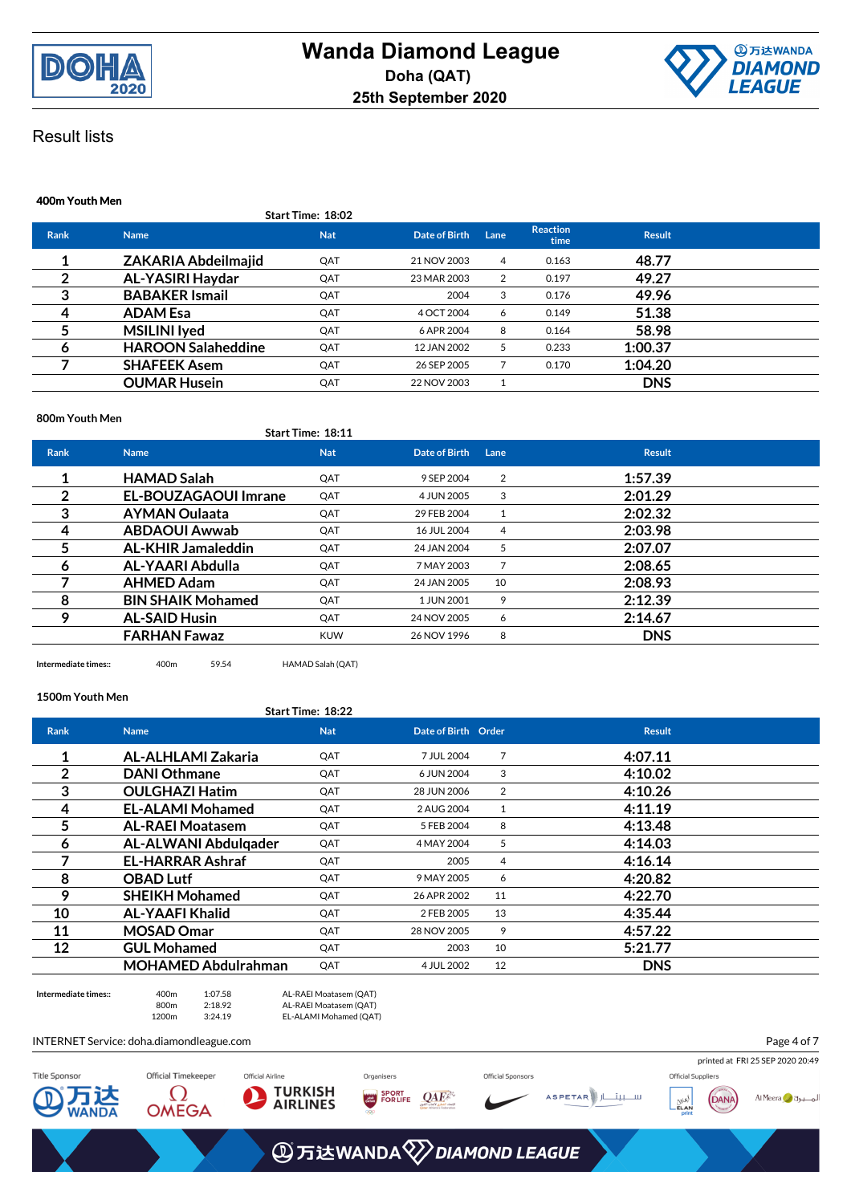# Wanda Diamond League

**Doha (QAT)**

**25th September 2020**

## Result lists

### 400m Youth Men

Start Time: 18:02

| Rank | Name | Nat | Date of Birth | Lane | Reaction time | Result |
|---|---|---|---|---|---|---|
| 1 | ZAKARIA Abdeilmajid | QAT | 21 NOV 2003 | 4 | 0.163 | 48.77 |
| 2 | AL-YASIRI Haydar | QAT | 23 MAR 2003 | 2 | 0.197 | 49.27 |
| 3 | BABAKER Ismail | QAT | 2004 | 3 | 0.176 | 49.96 |
| 4 | ADAM Esa | QAT | 4 OCT 2004 | 6 | 0.149 | 51.38 |
| 5 | MSILINI Iyed | QAT | 6 APR 2004 | 8 | 0.164 | 58.98 |
| 6 | HAROON Salaheddine | QAT | 12 JAN 2002 | 5 | 0.233 | 1:00.37 |
| 7 | SHAFEEK Asem | QAT | 26 SEP 2005 | 7 | 0.170 | 1:04.20 |
| | OUMAR Husein | QAT | 22 NOV 2003 | 1 | | DNS |

### 800m Youth Men

Start Time: 18:11

| Rank | Name | Nat | Date of Birth | Lane | Result |
|---|---|---|---|---|---|
| 1 | HAMAD Salah | QAT | 9 SEP 2004 | 2 | 1:57.39 |
| 2 | EL-BOUZAGAOUI Imrane | QAT | 4 JUN 2005 | 3 | 2:01.29 |
| 3 | AYMAN Oulaata | QAT | 29 FEB 2004 | 1 | 2:02.32 |
| 4 | ABDAOUI Awwab | QAT | 16 JUL 2004 | 4 | 2:03.98 |
| 5 | AL-KHIR Jamaleddin | QAT | 24 JAN 2004 | 5 | 2:07.07 |
| 6 | AL-YAARI Abdulla | QAT | 7 MAY 2003 | 7 | 2:08.65 |
| 7 | AHMED Adam | QAT | 24 JAN 2005 | 10 | 2:08.93 |
| 8 | BIN SHAIK Mohamed | QAT | 1 JUN 2001 | 9 | 2:12.39 |
| 9 | AL-SAID Husin | QAT | 24 NOV 2005 | 6 | 2:14.67 |
| | FARHAN Fawaz | KUW | 26 NOV 1996 | 8 | DNS |

Intermediate times:: 400m 59.54 HAMAD Salah (QAT)

### 1500m Youth Men

Start Time: 18:22

| Rank | Name | Nat | Date of Birth | Order | Result |
|---|---|---|---|---|---|
| 1 | AL-ALHLAMI Zakaria | QAT | 7 JUL 2004 | 7 | 4:07.11 |
| 2 | DANI Othmane | QAT | 6 JUN 2004 | 3 | 4:10.02 |
| 3 | OULGHAZI Hatim | QAT | 28 JUN 2006 | 2 | 4:10.26 |
| 4 | EL-ALAMI Mohamed | QAT | 2 AUG 2004 | 1 | 4:11.19 |
| 5 | AL-RAEI Moatasem | QAT | 5 FEB 2004 | 8 | 4:13.48 |
| 6 | AL-ALWANI Abdulqader | QAT | 4 MAY 2004 | 5 | 4:14.03 |
| 7 | EL-HARRAR Ashraf | QAT | 2005 | 4 | 4:16.14 |
| 8 | OBAD Lutf | QAT | 9 MAY 2005 | 6 | 4:20.82 |
| 9 | SHEIKH Mohamed | QAT | 26 APR 2002 | 11 | 4:22.70 |
| 10 | AL-YAAFI Khalid | QAT | 2 FEB 2005 | 13 | 4:35.44 |
| 11 | MOSAD Omar | QAT | 28 NOV 2005 | 9 | 4:57.22 |
| 12 | GUL Mohamed | QAT | 2003 | 10 | 5:21.77 |
| | MOHAMED Abdulrahman | QAT | 4 JUL 2002 | 12 | DNS |

Intermediate times::

| | | |
|---|---|---|
| 400m | 1:07.58 | AL-RAEI Moatasem (QAT) |
| 800m | 2:18.92 | AL-RAEI Moatasem (QAT) |
| 1200m | 3:24.19 | EL-ALAMI Mohamed (QAT) |

INTERNET Service: doha.diamondleague.com

printed at FRI 25 SEP 2020 20:49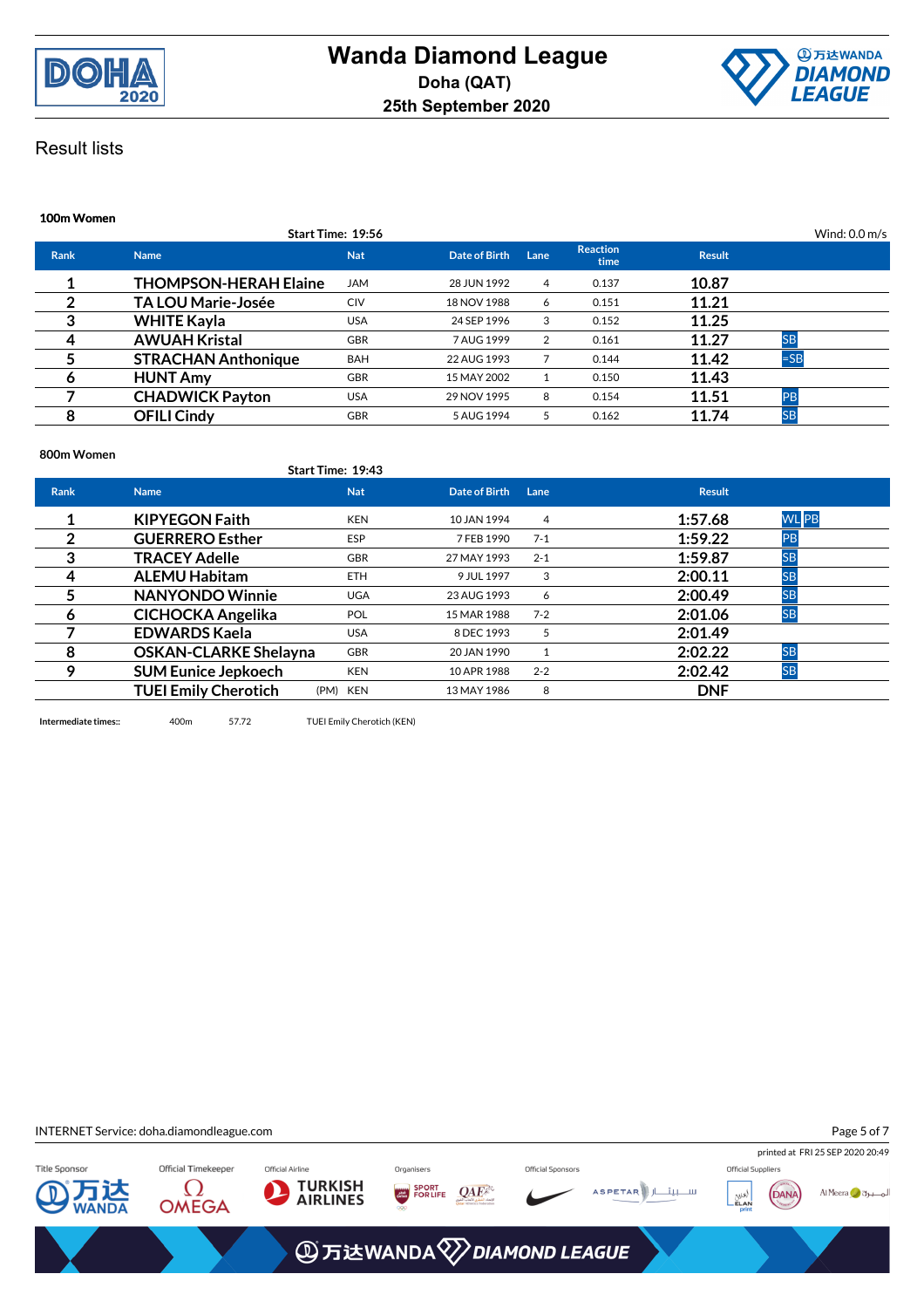# Wanda Diamond League

**Doha (QAT)**

**25th September 2020**

## Result lists

### 100m Women

Start Time: 19:56 — Wind: 0.0 m/s

| Rank | Name | Nat | Date of Birth | Lane | Reaction time | Result | |
|---|---|---|---|---|---|---|---|
| 1 | THOMPSON-HERAH Elaine | JAM | 28 JUN 1992 | 4 | 0.137 | 10.87 | |
| 2 | TA LOU Marie-Josée | CIV | 18 NOV 1988 | 6 | 0.151 | 11.21 | |
| 3 | WHITE Kayla | USA | 24 SEP 1996 | 3 | 0.152 | 11.25 | |
| 4 | AWUAH Kristal | GBR | 7 AUG 1999 | 2 | 0.161 | 11.27 | SB |
| 5 | STRACHAN Anthonique | BAH | 22 AUG 1993 | 7 | 0.144 | 11.42 | =SB |
| 6 | HUNT Amy | GBR | 15 MAY 2002 | 1 | 0.150 | 11.43 | |
| 7 | CHADWICK Payton | USA | 29 NOV 1995 | 8 | 0.154 | 11.51 | PB |
| 8 | OFILI Cindy | GBR | 5 AUG 1994 | 5 | 0.162 | 11.74 | SB |

### 800m Women

Start Time: 19:43

| Rank | Name | Nat | Date of Birth | Lane | Result | |
|---|---|---|---|---|---|---|
| 1 | KIPYEGON Faith | KEN | 10 JAN 1994 | 4 | 1:57.68 | WL PB |
| 2 | GUERRERO Esther | ESP | 7 FEB 1990 | 7-1 | 1:59.22 | PB |
| 3 | TRACEY Adelle | GBR | 27 MAY 1993 | 2-1 | 1:59.87 | SB |
| 4 | ALEMU Habitam | ETH | 9 JUL 1997 | 3 | 2:00.11 | SB |
| 5 | NANYONDO Winnie | UGA | 23 AUG 1993 | 6 | 2:00.49 | SB |
| 6 | CICHOCKA Angelika | POL | 15 MAR 1988 | 7-2 | 2:01.06 | SB |
| 7 | EDWARDS Kaela | USA | 8 DEC 1993 | 5 | 2:01.49 | |
| 8 | OSKAN-CLARKE Shelayna | GBR | 20 JAN 1990 | 1 | 2:02.22 | SB |
| 9 | SUM Eunice Jepkoech | KEN | 10 APR 1988 | 2-2 | 2:02.42 | SB |
| | TUEI Emily Cherotich (PM) | KEN | 13 MAY 1986 | 8 | DNF | |

Intermediate times:: 400m 57.72 TUEI Emily Cherotich (KEN)

INTERNET Service: doha.diamondleague.com

printed at FRI 25 SEP 2020 20:49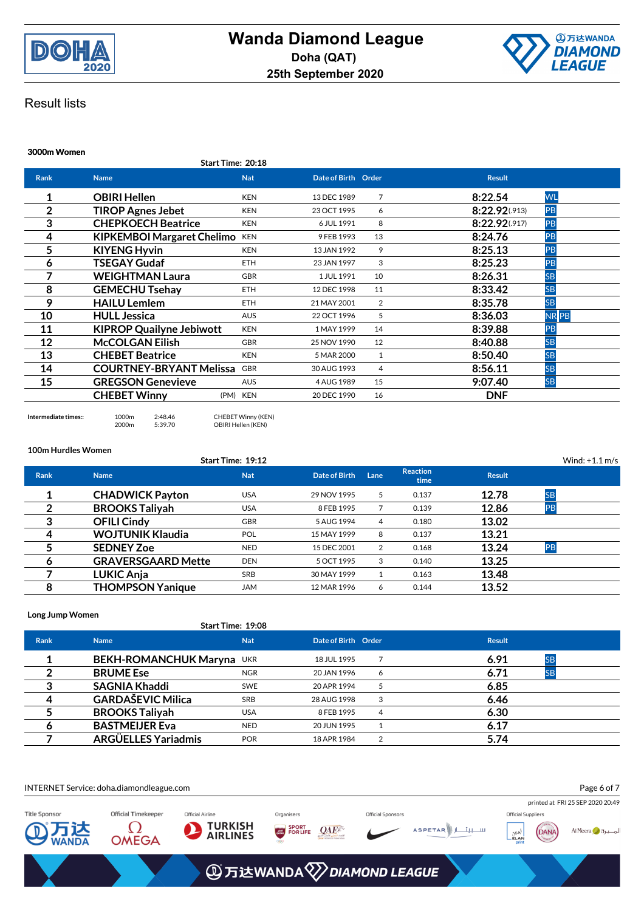# Wanda Diamond League

**Doha (QAT)**

**25th September 2020**

## Result lists

### 3000m Women

Start Time: 20:18

| Rank | Name | | Nat | Date of Birth | Order | Result | |
|---|---|---|---|---|---|---|---|
| 1 | OBIRI Hellen | | KEN | 13 DEC 1989 | 7 | 8:22.54 | WL |
| 2 | TIROP Agnes Jebet | | KEN | 23 OCT 1995 | 6 | 8:22.92 (.913) | PB |
| 3 | CHEPKOECH Beatrice | | KEN | 6 JUL 1991 | 8 | 8:22.92 (.917) | PB |
| 4 | KIPKEMBOI Margaret Chelimo | | KEN | 9 FEB 1993 | 13 | 8:24.76 | PB |
| 5 | KIYENG Hyvin | | KEN | 13 JAN 1992 | 9 | 8:25.13 | PB |
| 6 | TSEGAY Gudaf | | ETH | 23 JAN 1997 | 3 | 8:25.23 | PB |
| 7 | WEIGHTMAN Laura | | GBR | 1 JUL 1991 | 10 | 8:26.31 | SB |
| 8 | GEMECHU Tsehay | | ETH | 12 DEC 1998 | 11 | 8:33.42 | SB |
| 9 | HAILU Lemlem | | ETH | 21 MAY 2001 | 2 | 8:35.78 | SB |
| 10 | HULL Jessica | | AUS | 22 OCT 1996 | 5 | 8:36.03 | NR PB |
| 11 | KIPROP Quailyne Jebiwott | | KEN | 1 MAY 1999 | 14 | 8:39.88 | PB |
| 12 | McCOLGAN Eilish | | GBR | 25 NOV 1990 | 12 | 8:40.88 | SB |
| 13 | CHEBET Beatrice | | KEN | 5 MAR 2000 | 1 | 8:50.40 | SB |
| 14 | COURTNEY-BRYANT Melissa | | GBR | 30 AUG 1993 | 4 | 8:56.11 | SB |
| 15 | GREGSON Genevieve | | AUS | 4 AUG 1989 | 15 | 9:07.40 | SB |
| | CHEBET Winny | (PM) | KEN | 20 DEC 1990 | 16 | DNF | |

Intermediate times::

| | | |
|---|---|---|
| 1000m | 2:48.46 | CHEBET Winny (KEN) |
| 2000m | 5:39.70 | OBIRI Hellen (KEN) |

### 100m Hurdles Women

Start Time: 19:12 — Wind: +1.1 m/s

| Rank | Name | Nat | Date of Birth | Lane | Reaction time | Result | |
|---|---|---|---|---|---|---|---|
| 1 | CHADWICK Payton | USA | 29 NOV 1995 | 5 | 0.137 | 12.78 | SB |
| 2 | BROOKS Taliyah | USA | 8 FEB 1995 | 7 | 0.139 | 12.86 | PB |
| 3 | OFILI Cindy | GBR | 5 AUG 1994 | 4 | 0.180 | 13.02 | |
| 4 | WOJTUNIK Klaudia | POL | 15 MAY 1999 | 8 | 0.137 | 13.21 | |
| 5 | SEDNEY Zoe | NED | 15 DEC 2001 | 2 | 0.168 | 13.24 | PB |
| 6 | GRAVERSGAARD Mette | DEN | 5 OCT 1995 | 3 | 0.140 | 13.25 | |
| 7 | LUKIC Anja | SRB | 30 MAY 1999 | 1 | 0.163 | 13.48 | |
| 8 | THOMPSON Yanique | JAM | 12 MAR 1996 | 6 | 0.144 | 13.52 | |

### Long Jump Women

Start Time: 19:08

| Rank | Name | Nat | Date of Birth | Order | Result | |
|---|---|---|---|---|---|---|
| 1 | BEKH-ROMANCHUK Maryna | UKR | 18 JUL 1995 | 7 | 6.91 | SB |
| 2 | BRUME Ese | NGR | 20 JAN 1996 | 6 | 6.71 | SB |
| 3 | SAGNIA Khaddi | SWE | 20 APR 1994 | 5 | 6.85 | |
| 4 | GARDAŠEVIC Milica | SRB | 28 AUG 1998 | 3 | 6.46 | |
| 5 | BROOKS Taliyah | USA | 8 FEB 1995 | 4 | 6.30 | |
| 6 | BASTMEIJER Eva | NED | 20 JUN 1995 | 1 | 6.17 | |
| 7 | ARGÜELLES Yariadmis | POR | 18 APR 1984 | 2 | 5.74 | |

INTERNET Service: doha.diamondleague.com

printed at FRI 25 SEP 2020 20:49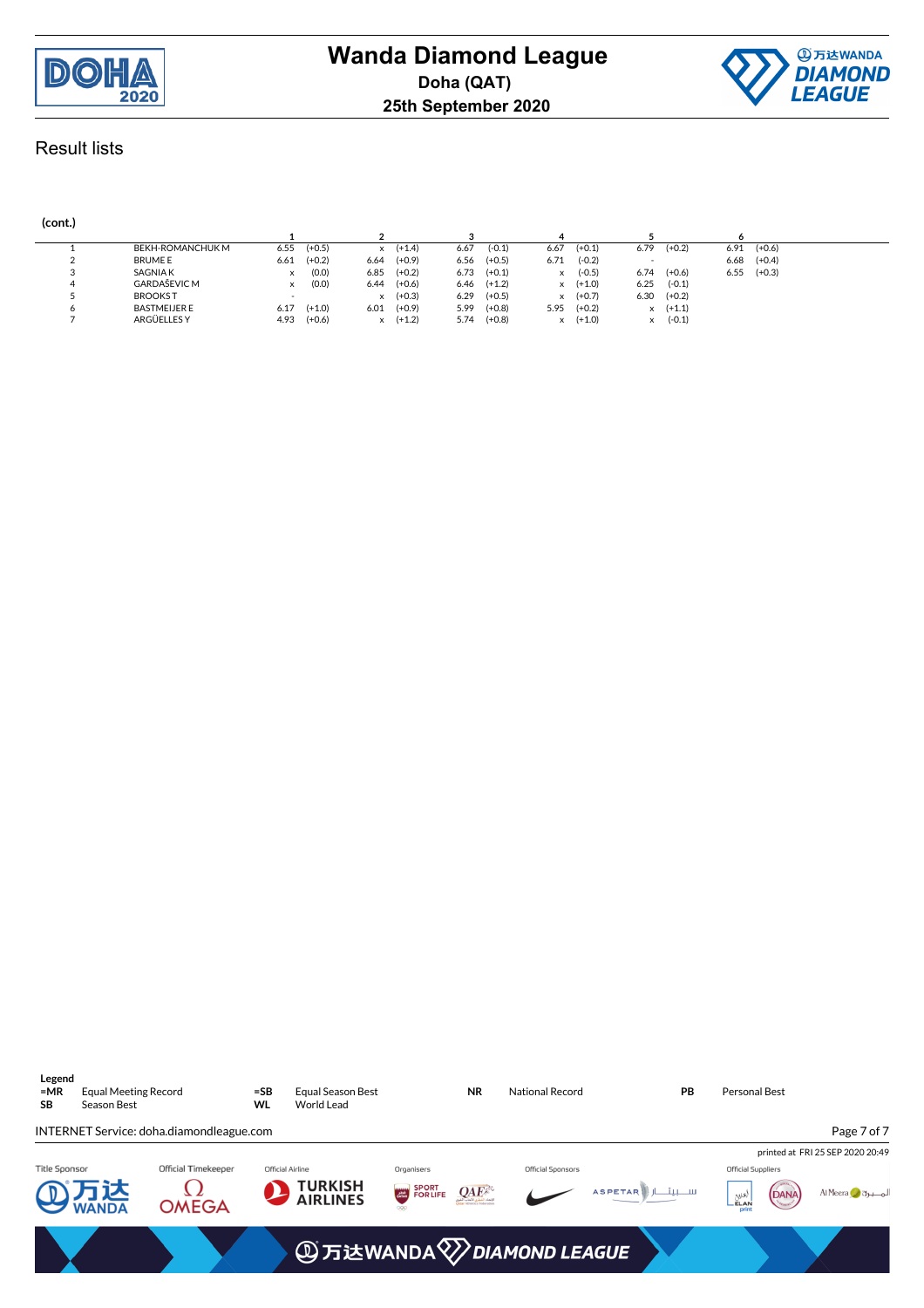# Wanda Diamond League

**Doha (QAT)**

**25th September 2020**

## Result lists

**(cont.)**

| | | 1 | | 2 | | 3 | | 4 | | 5 | | 6 | |
|---|---|---|---|---|---|---|---|---|---|---|---|---|---|
| 1 | BEKH-ROMANCHUK M | 6.55 | (+0.5) | x | (+1.4) | 6.67 | (-0.1) | 6.67 | (+0.1) | 6.79 | (+0.2) | 6.91 | (+0.6) |
| 2 | BRUME E | 6.61 | (+0.2) | 6.64 | (+0.9) | 6.56 | (+0.5) | 6.71 | (-0.2) | - | | 6.68 | (+0.4) |
| 3 | SAGNIA K | x | (0.0) | 6.85 | (+0.2) | 6.73 | (+0.1) | x | (-0.5) | 6.74 | (+0.6) | 6.55 | (+0.3) |
| 4 | GARDAŠEVIC M | x | (0.0) | 6.44 | (+0.6) | 6.46 | (+1.2) | x | (+1.0) | 6.25 | (-0.1) | | |
| 5 | BROOKS T | - | | x | (+0.3) | 6.29 | (+0.5) | x | (+0.7) | 6.30 | (+0.2) | | |
| 6 | BASTMEIJER E | 6.17 | (+1.0) | 6.01 | (+0.9) | 5.99 | (+0.8) | 5.95 | (+0.2) | x | (+1.1) | | |
| 7 | ARGÜELLES Y | 4.93 | (+0.6) | x | (+1.2) | 5.74 | (+0.8) | x | (+1.0) | x | (-0.1) | | |

**Legend**

| | | | | | | | |
|---|---|---|---|---|---|---|---|
| =MR | Equal Meeting Record | =SB | Equal Season Best | NR | National Record | PB | Personal Best |
| SB | Season Best | WL | World Lead | | | | |

INTERNET Service: doha.diamondleague.com

printed at FRI 25 SEP 2020 20:49